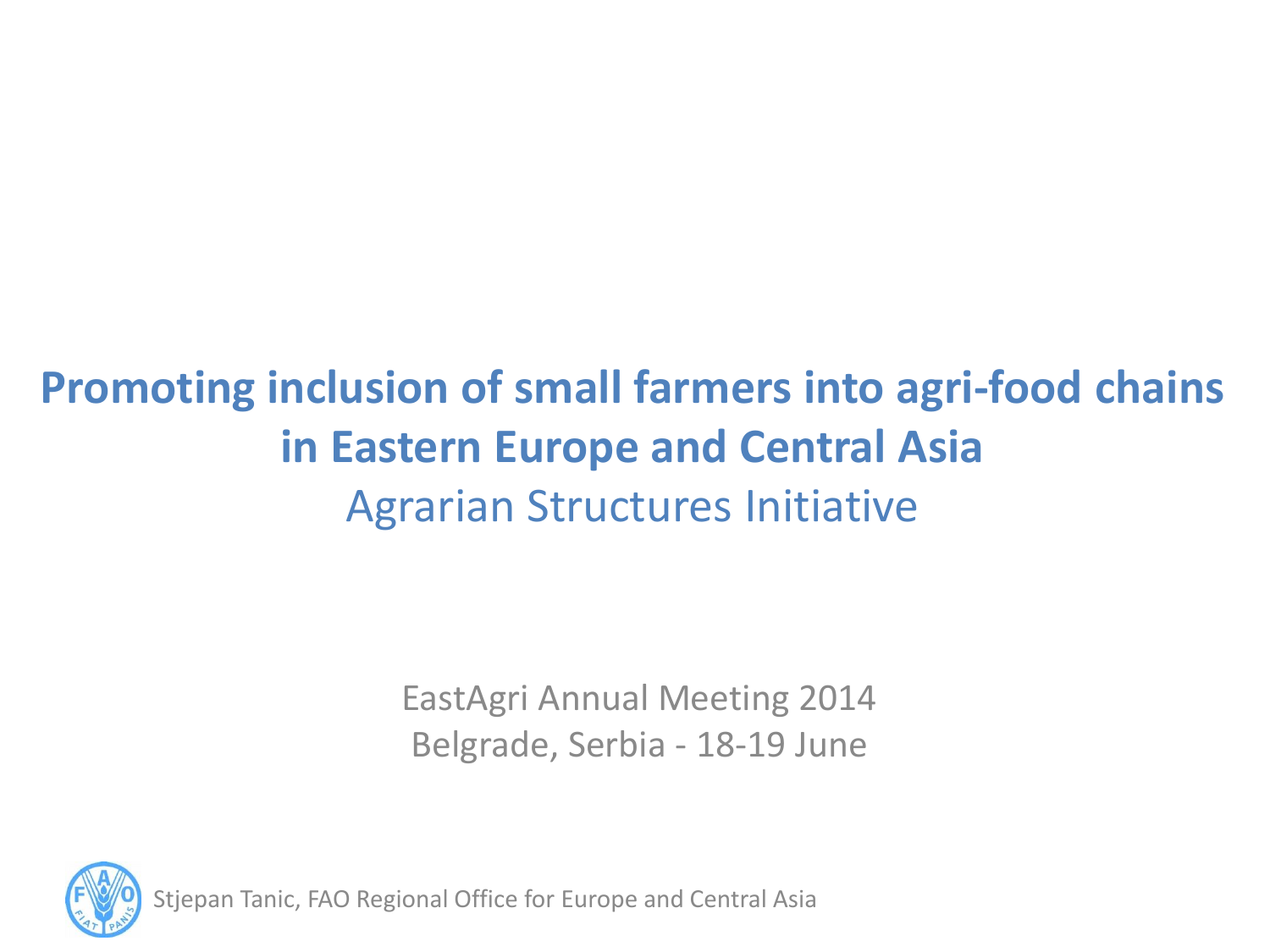# Promoting inclusion of small farmers into agri-food chains in Eastern Europe and Central Asia

## Agrarian Structures Initiative

EastAgri Annual Meeting 2014
Belgrade, Serbia - 18-19 June

Stjepan Tanic, FAO Regional Office for Europe and Central Asia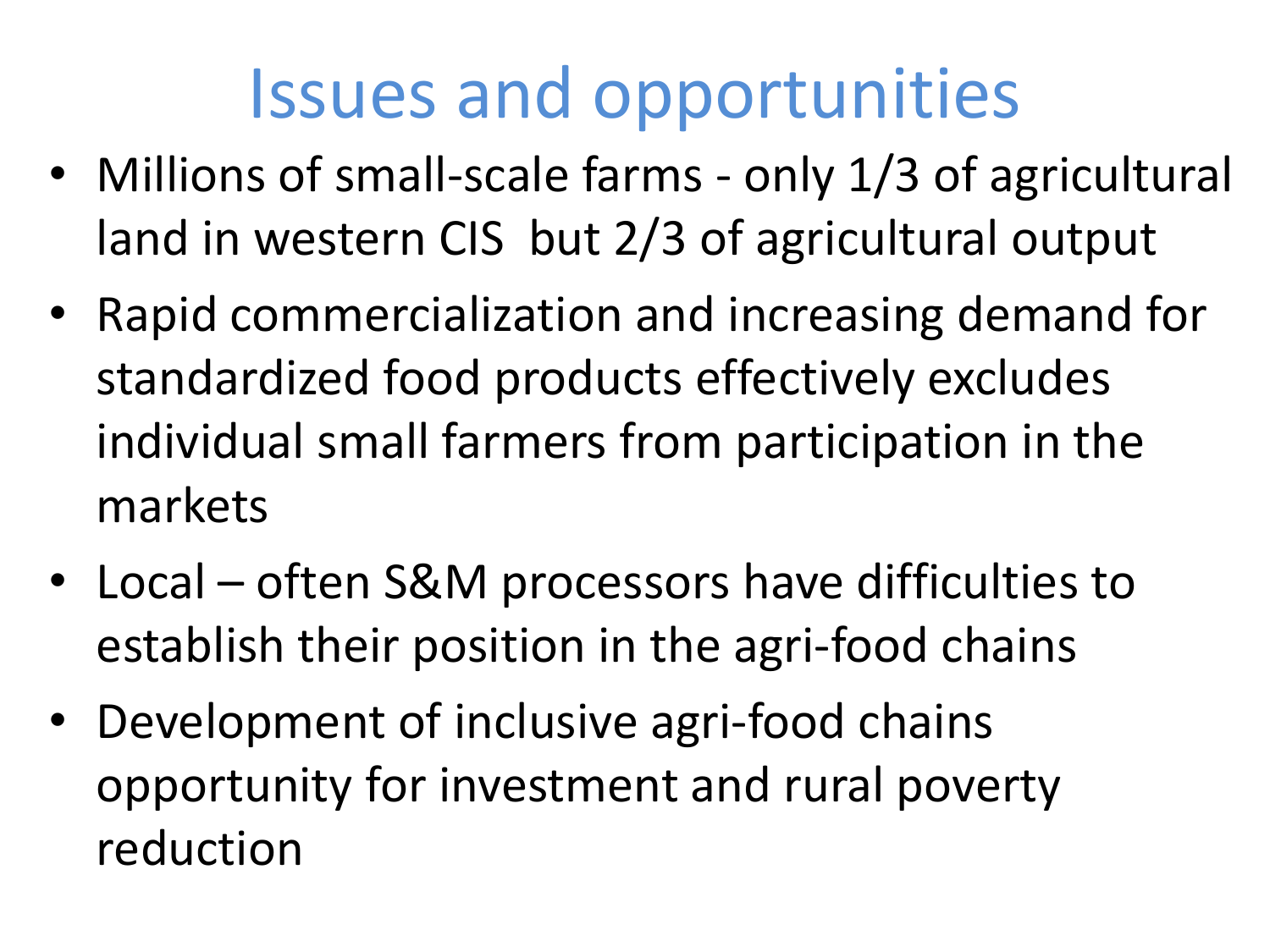# Issues and opportunities

- Millions of small-scale farms - only 1/3 of agricultural land in western CIS but 2/3 of agricultural output
- Rapid commercialization and increasing demand for standardized food products effectively excludes individual small farmers from participation in the markets
- Local – often S&M processors have difficulties to establish their position in the agri-food chains
- Development of inclusive agri-food chains opportunity for investment and rural poverty reduction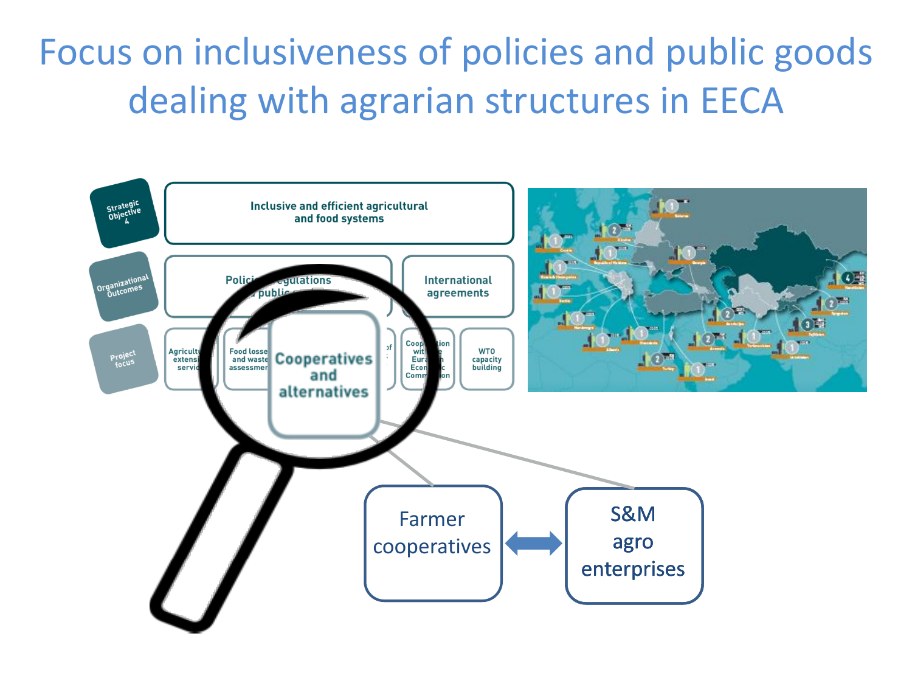# Focus on inclusiveness of policies and public goods dealing with agrarian structures in EECA

Strategic Objective 4 — Inclusive and efficient agricultural and food systems

Organizational Outcomes — Policies, regulations ... public ... | International agreements

Project focus — Agricultural extension services | Food losses and waste assessment | Cooperatives and alternatives | ... of ... | Cooperation with the Eurasian Economic Commission | WTO capacity building

Farmer cooperatives ⟷ S&M agro enterprises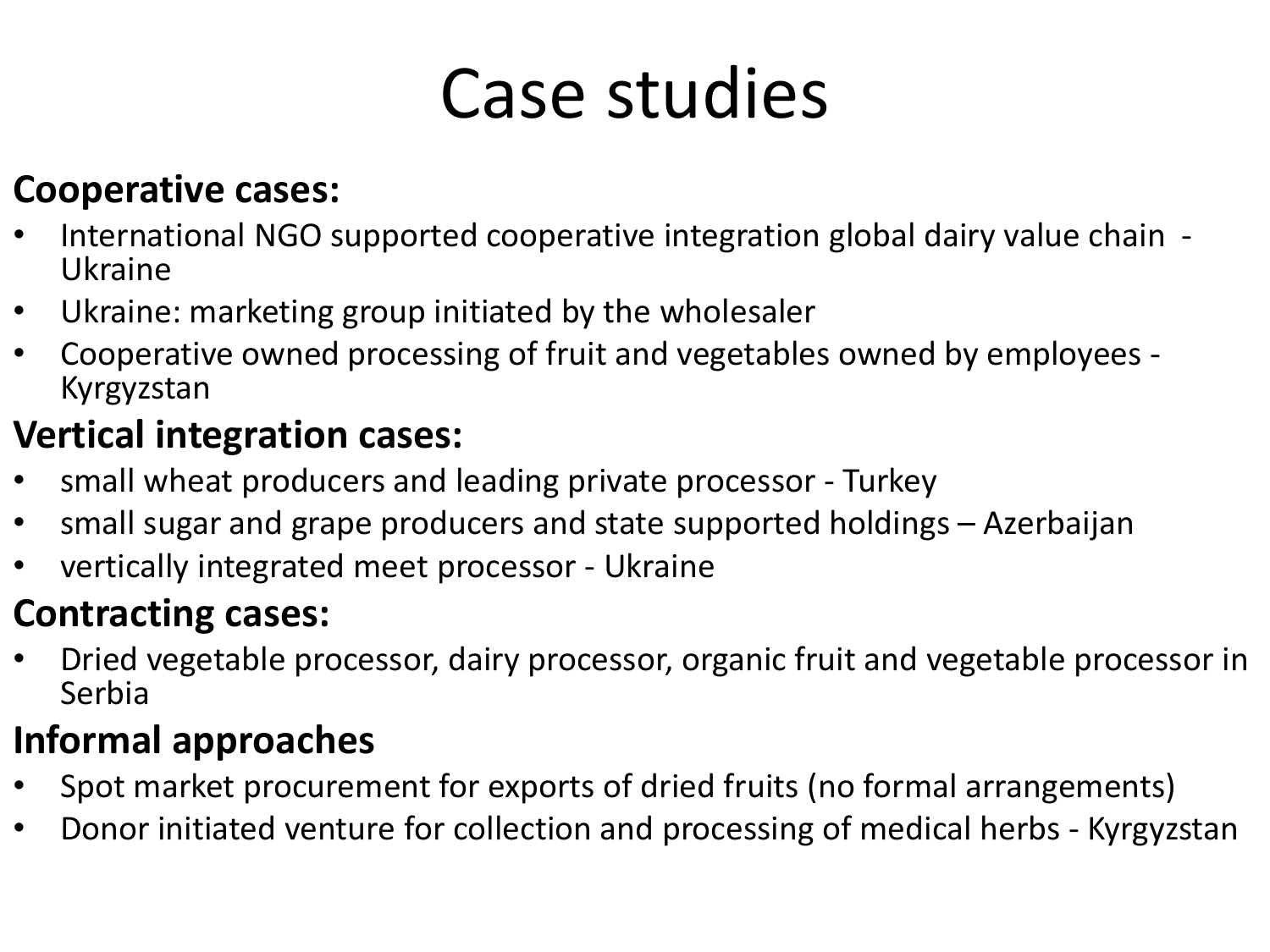# Case studies

**Cooperative cases:**

- International NGO supported cooperative integration global dairy value chain - Ukraine
- Ukraine: marketing group initiated by the wholesaler
- Cooperative owned processing of fruit and vegetables owned by employees - Kyrgyzstan

**Vertical integration cases:**

- small wheat producers and leading private processor - Turkey
- small sugar and grape producers and state supported holdings – Azerbaijan
- vertically integrated meet processor - Ukraine

**Contracting cases:**

- Dried vegetable processor, dairy processor, organic fruit and vegetable processor in Serbia

**Informal approaches**

- Spot market procurement for exports of dried fruits (no formal arrangements)
- Donor initiated venture for collection and processing of medical herbs - Kyrgyzstan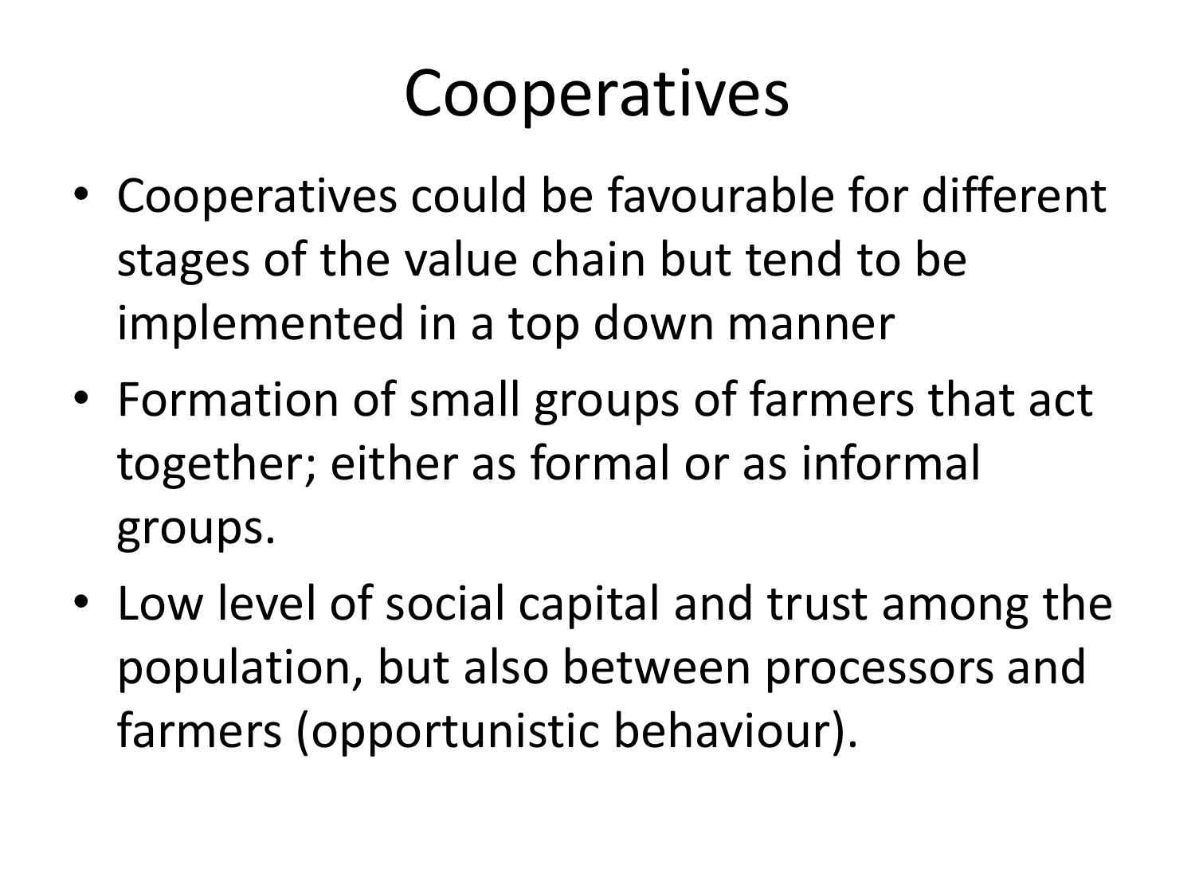# Cooperatives

- Cooperatives could be favourable for different stages of the value chain but tend to be implemented in a top down manner
- Formation of small groups of farmers that act together; either as formal or as informal groups.
- Low level of social capital and trust among the population, but also between processors and farmers (opportunistic behaviour).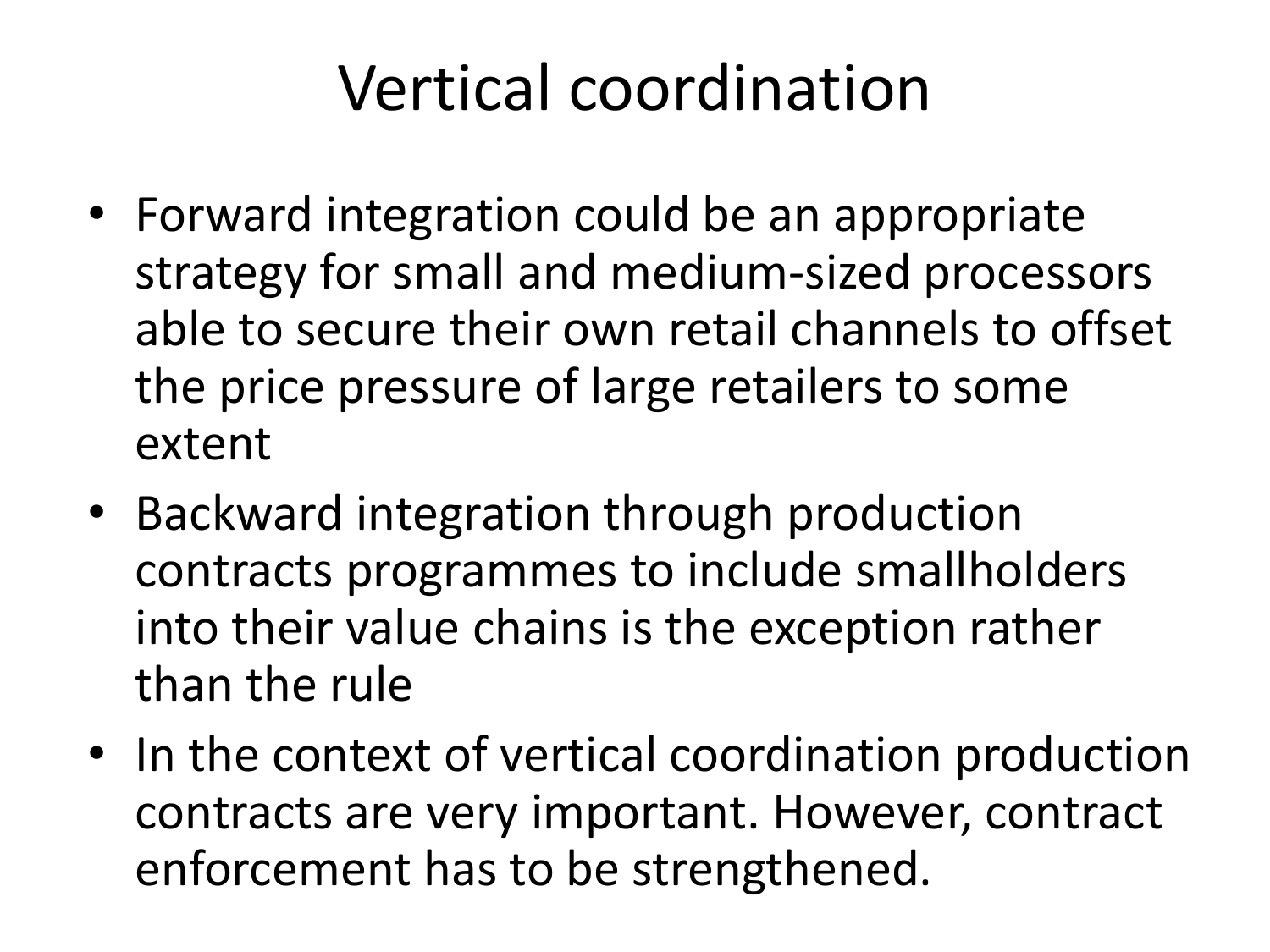# Vertical coordination

- Forward integration could be an appropriate strategy for small and medium-sized processors able to secure their own retail channels to offset the price pressure of large retailers to some extent
- Backward integration through production contracts programmes to include smallholders into their value chains is the exception rather than the rule
- In the context of vertical coordination production contracts are very important. However, contract enforcement has to be strengthened.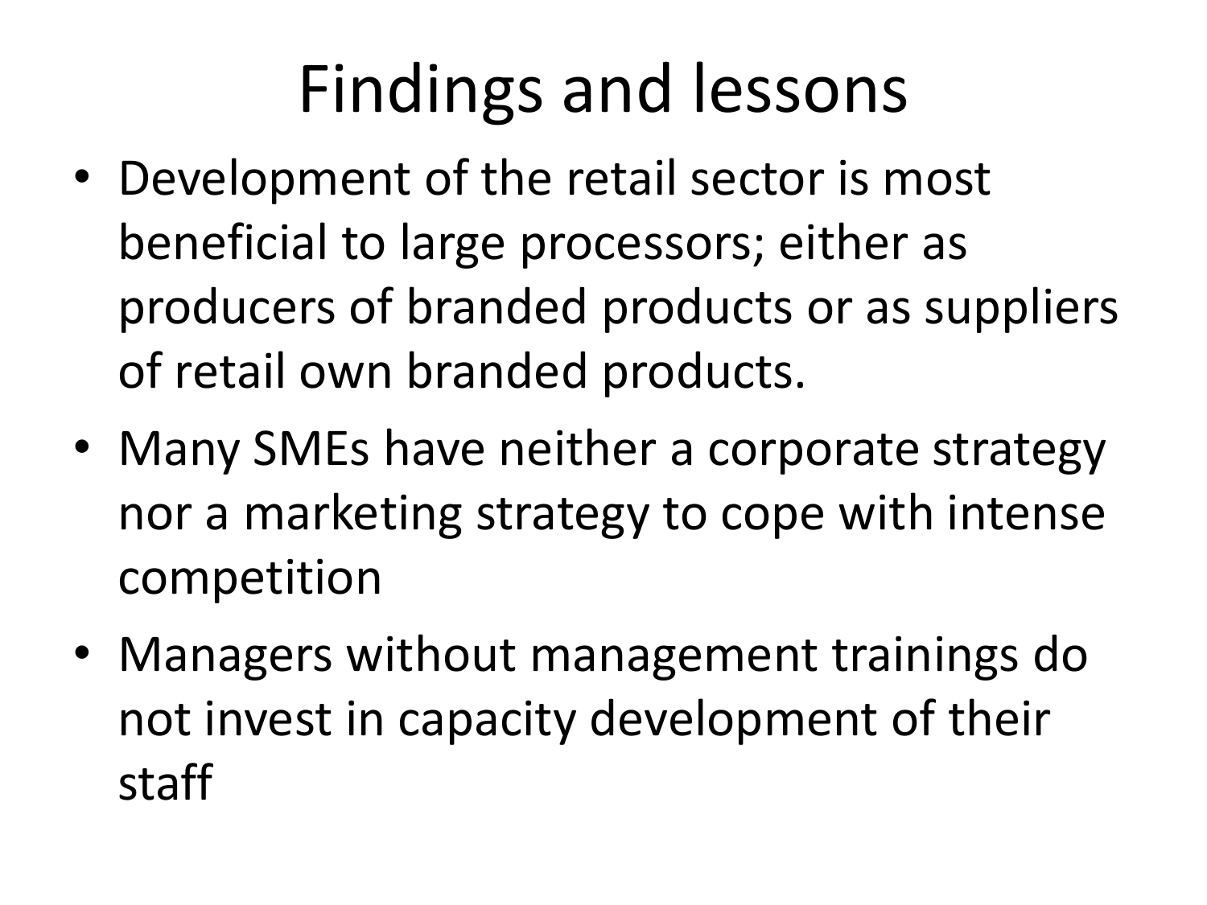# Findings and lessons

- Development of the retail sector is most beneficial to large processors; either as producers of branded products or as suppliers of retail own branded products.
- Many SMEs have neither a corporate strategy nor a marketing strategy to cope with intense competition
- Managers without management trainings do not invest in capacity development of their staff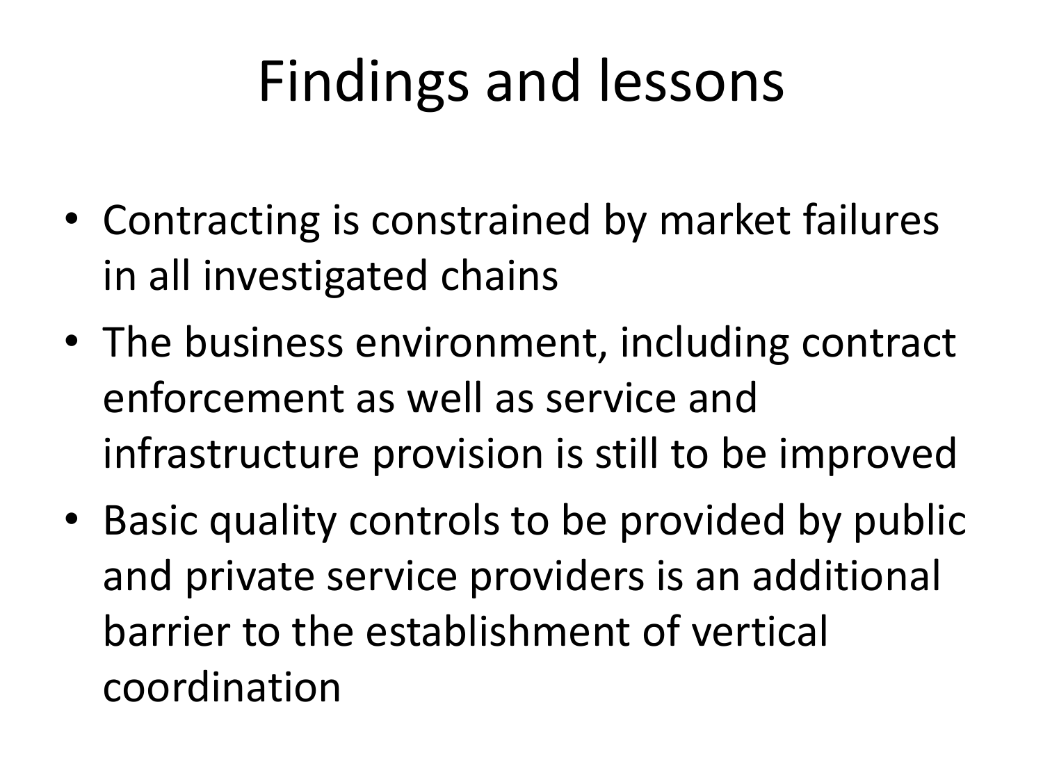# Findings and lessons

- Contracting is constrained by market failures in all investigated chains
- The business environment, including contract enforcement as well as service and infrastructure provision is still to be improved
- Basic quality controls to be provided by public and private service providers is an additional barrier to the establishment of vertical coordination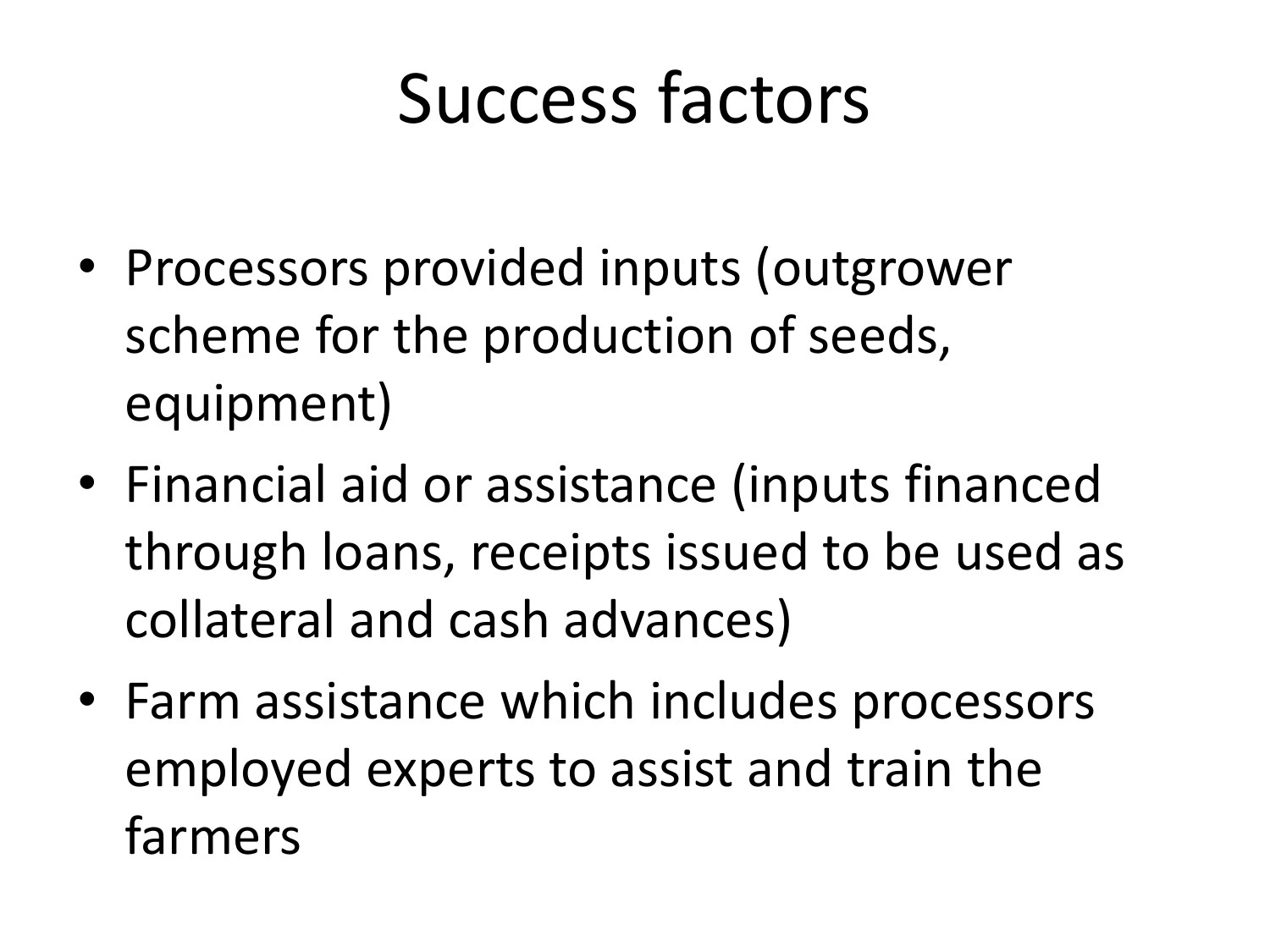# Success factors

- Processors provided inputs (outgrower scheme for the production of seeds, equipment)
- Financial aid or assistance (inputs financed through loans, receipts issued to be used as collateral and cash advances)
- Farm assistance which includes processors employed experts to assist and train the farmers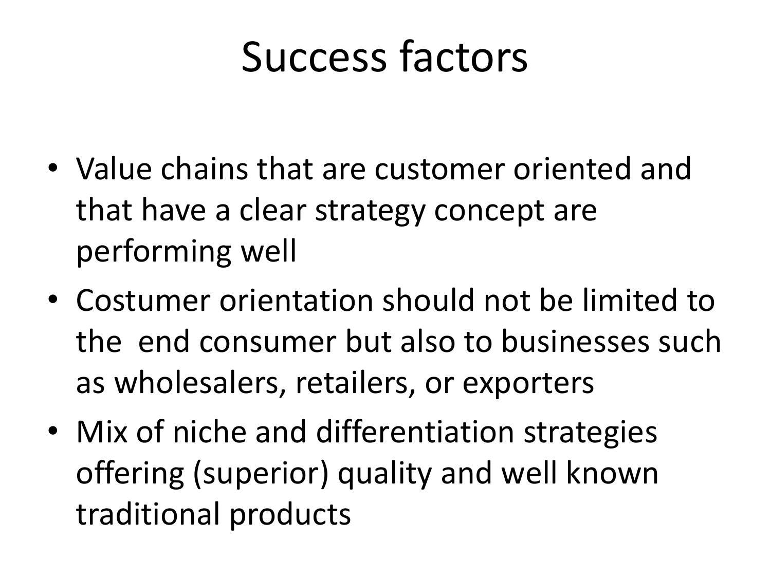# Success factors

- Value chains that are customer oriented and that have a clear strategy concept are performing well
- Costumer orientation should not be limited to the end consumer but also to businesses such as wholesalers, retailers, or exporters
- Mix of niche and differentiation strategies offering (superior) quality and well known traditional products